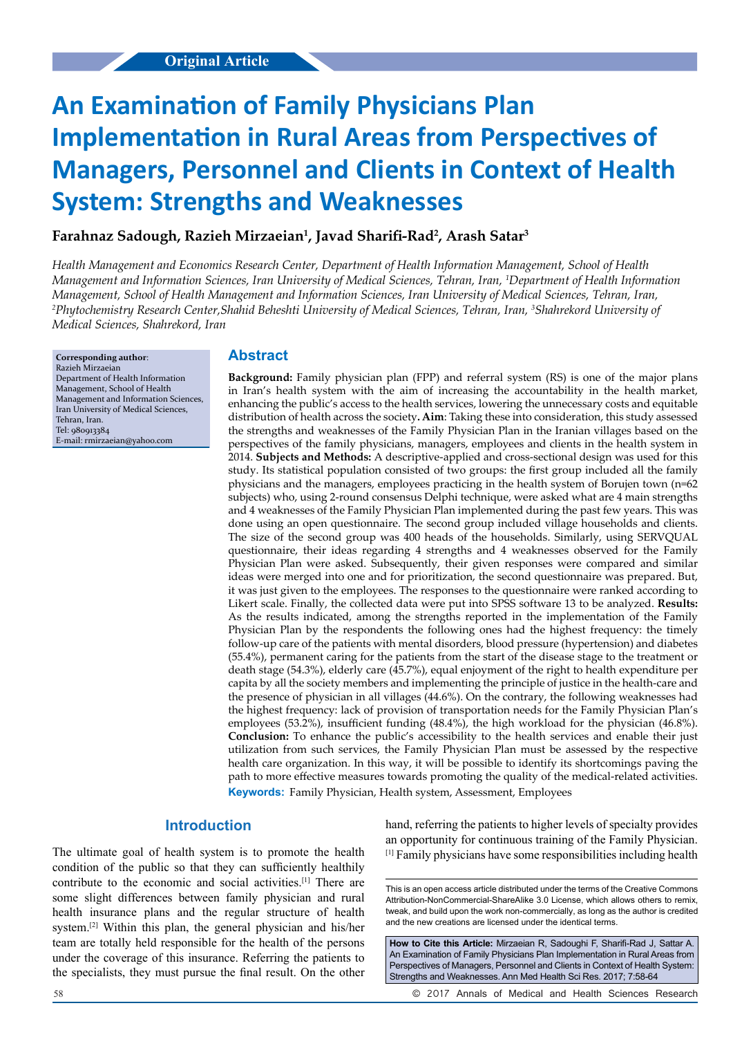Original Article

# An Examination of Family Physicians Plan Implementation in Rural Areas from Perspectives of Managers, Personnel and Clients in Context of Health System: Strengths and Weaknesses

**Farahnaz Sadough, Razieh Mirzaeian[1], Javad Sharifi-Rad[2], Arash Satar[3]**

*Health Management and Economics Research Center, Department of Health Information Management, School of Health Management and Information Sciences, Iran University of Medical Sciences, Tehran, Iran, [1]Department of Health Information Management, School of Health Management and Information Sciences, Iran University of Medical Sciences, Tehran, Iran, [2]Phytochemistry Research Center,Shahid Beheshti University of Medical Sciences, Tehran, Iran, [3]Shahrekord University of Medical Sciences, Shahrekord, Iran*

**Corresponding author**:
Razieh Mirzaeian
Department of Health Information Management, School of Health Management and Information Sciences, Iran University of Medical Sciences, Tehran, Iran.
Tel: 980913384
E-mail: rmirzaeian@yahoo.com

## Abstract

**Background:** Family physician plan (FPP) and referral system (RS) is one of the major plans in Iran's health system with the aim of increasing the accountability in the health market, enhancing the public's access to the health services, lowering the unnecessary costs and equitable distribution of health across the society**. Aim**: Taking these into consideration, this study assessed the strengths and weaknesses of the Family Physician Plan in the Iranian villages based on the perspectives of the family physicians, managers, employees and clients in the health system in 2014. **Subjects and Methods:** A descriptive-applied and cross-sectional design was used for this study. Its statistical population consisted of two groups: the first group included all the family physicians and the managers, employees practicing in the health system of Borujen town (n=62 subjects) who, using 2-round consensus Delphi technique, were asked what are 4 main strengths and 4 weaknesses of the Family Physician Plan implemented during the past few years. This was done using an open questionnaire. The second group included village households and clients. The size of the second group was 400 heads of the households. Similarly, using SERVQUAL questionnaire, their ideas regarding 4 strengths and 4 weaknesses observed for the Family Physician Plan were asked. Subsequently, their given responses were compared and similar ideas were merged into one and for prioritization, the second questionnaire was prepared. But, it was just given to the employees. The responses to the questionnaire were ranked according to Likert scale. Finally, the collected data were put into SPSS software 13 to be analyzed. **Results:** As the results indicated, among the strengths reported in the implementation of the Family Physician Plan by the respondents the following ones had the highest frequency: the timely follow-up care of the patients with mental disorders, blood pressure (hypertension) and diabetes (55.4%), permanent caring for the patients from the start of the disease stage to the treatment or death stage (54.3%), elderly care (45.7%), equal enjoyment of the right to health expenditure per capita by all the society members and implementing the principle of justice in the health-care and the presence of physician in all villages (44.6%). On the contrary, the following weaknesses had the highest frequency: lack of provision of transportation needs for the Family Physician Plan's employees (53.2%), insufficient funding (48.4%), the high workload for the physician (46.8%). **Conclusion:** To enhance the public's accessibility to the health services and enable their just utilization from such services, the Family Physician Plan must be assessed by the respective health care organization. In this way, it will be possible to identify its shortcomings paving the path to more effective measures towards promoting the quality of the medical-related activities.

**Keywords:** Family Physician, Health system, Assessment, Employees

## Introduction

The ultimate goal of health system is to promote the health condition of the public so that they can sufficiently healthily contribute to the economic and social activities.[1] There are some slight differences between family physician and rural health insurance plans and the regular structure of health system.[2] Within this plan, the general physician and his/her team are totally held responsible for the health of the persons under the coverage of this insurance. Referring the patients to the specialists, they must pursue the final result. On the other hand, referring the patients to higher levels of specialty provides an opportunity for continuous training of the Family Physician.[1] Family physicians have some responsibilities including health

This is an open access article distributed under the terms of the Creative Commons Attribution-NonCommercial-ShareAlike 3.0 License, which allows others to remix, tweak, and build upon the work non-commercially, as long as the author is credited and the new creations are licensed under the identical terms.

**How to Cite this Article:** Mirzaeian R, Sadoughi F, Sharifi-Rad J, Sattar A. An Examination of Family Physicians Plan Implementation in Rural Areas from Perspectives of Managers, Personnel and Clients in Context of Health System: Strengths and Weaknesses. Ann Med Health Sci Res. 2017; 7:58-64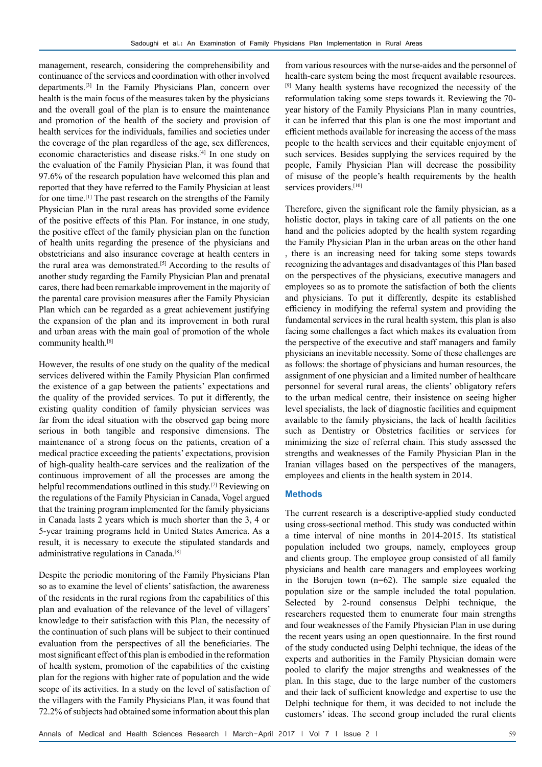management, research, considering the comprehensibility and continuance of the services and coordination with other involved departments.[3] In the Family Physicians Plan, concern over health is the main focus of the measures taken by the physicians and the overall goal of the plan is to ensure the maintenance and promotion of the health of the society and provision of health services for the individuals, families and societies under the coverage of the plan regardless of the age, sex differences, economic characteristics and disease risks.[4] In one study on the evaluation of the Family Physician Plan, it was found that 97.6% of the research population have welcomed this plan and reported that they have referred to the Family Physician at least for one time.[1] The past research on the strengths of the Family Physician Plan in the rural areas has provided some evidence of the positive effects of this Plan. For instance, in one study, the positive effect of the family physician plan on the function of health units regarding the presence of the physicians and obstetricians and also insurance coverage at health centers in the rural area was demonstrated.[5] According to the results of another study regarding the Family Physician Plan and prenatal cares, there had been remarkable improvement in the majority of the parental care provision measures after the Family Physician Plan which can be regarded as a great achievement justifying the expansion of the plan and its improvement in both rural and urban areas with the main goal of promotion of the whole community health.[6]

However, the results of one study on the quality of the medical services delivered within the Family Physician Plan confirmed the existence of a gap between the patients' expectations and the quality of the provided services. To put it differently, the existing quality condition of family physician services was far from the ideal situation with the observed gap being more serious in both tangible and responsive dimensions. The maintenance of a strong focus on the patients, creation of a medical practice exceeding the patients' expectations, provision of high-quality health-care services and the realization of the continuous improvement of all the processes are among the helpful recommendations outlined in this study.[7] Reviewing on the regulations of the Family Physician in Canada, Vogel argued that the training program implemented for the family physicians in Canada lasts 2 years which is much shorter than the 3, 4 or 5-year training programs held in United States America. As a result, it is necessary to execute the stipulated standards and administrative regulations in Canada.[8]

Despite the periodic monitoring of the Family Physicians Plan so as to examine the level of clients' satisfaction, the awareness of the residents in the rural regions from the capabilities of this plan and evaluation of the relevance of the level of villagers' knowledge to their satisfaction with this Plan, the necessity of the continuation of such plans will be subject to their continued evaluation from the perspectives of all the beneficiaries. The most significant effect of this plan is embodied in the reformation of health system, promotion of the capabilities of the existing plan for the regions with higher rate of population and the wide scope of its activities. In a study on the level of satisfaction of the villagers with the Family Physicians Plan, it was found that 72.2% of subjects had obtained some information about this plan from various resources with the nurse-aides and the personnel of health-care system being the most frequent available resources.[9] Many health systems have recognized the necessity of the reformulation taking some steps towards it. Reviewing the 70-year history of the Family Physicians Plan in many countries, it can be inferred that this plan is one the most important and efficient methods available for increasing the access of the mass people to the health services and their equitable enjoyment of such services. Besides supplying the services required by the people, Family Physician Plan will decrease the possibility of misuse of the people's health requirements by the health services providers.[10]

Therefore, given the significant role the family physician, as a holistic doctor, plays in taking care of all patients on the one hand and the policies adopted by the health system regarding the Family Physician Plan in the urban areas on the other hand , there is an increasing need for taking some steps towards recognizing the advantages and disadvantages of this Plan based on the perspectives of the physicians, executive managers and employees so as to promote the satisfaction of both the clients and physicians. To put it differently, despite its established efficiency in modifying the referral system and providing the fundamental services in the rural health system, this plan is also facing some challenges a fact which makes its evaluation from the perspective of the executive and staff managers and family physicians an inevitable necessity. Some of these challenges are as follows: the shortage of physicians and human resources, the assignment of one physician and a limited number of healthcare personnel for several rural areas, the clients' obligatory refers to the urban medical centre, their insistence on seeing higher level specialists, the lack of diagnostic facilities and equipment available to the family physicians, the lack of health facilities such as Dentistry or Obstetrics facilities or services for minimizing the size of referral chain. This study assessed the strengths and weaknesses of the Family Physician Plan in the Iranian villages based on the perspectives of the managers, employees and clients in the health system in 2014.

## Methods

The current research is a descriptive-applied study conducted using cross-sectional method. This study was conducted within a time interval of nine months in 2014-2015. Its statistical population included two groups, namely, employees group and clients group. The employee group consisted of all family physicians and health care managers and employees working in the Borujen town (n=62). The sample size equaled the population size or the sample included the total population. Selected by 2-round consensus Delphi technique, the researchers requested them to enumerate four main strengths and four weaknesses of the Family Physician Plan in use during the recent years using an open questionnaire. In the first round of the study conducted using Delphi technique, the ideas of the experts and authorities in the Family Physician domain were pooled to clarify the major strengths and weaknesses of the plan. In this stage, due to the large number of the customers and their lack of sufficient knowledge and expertise to use the Delphi technique for them, it was decided to not include the customers' ideas. The second group included the rural clients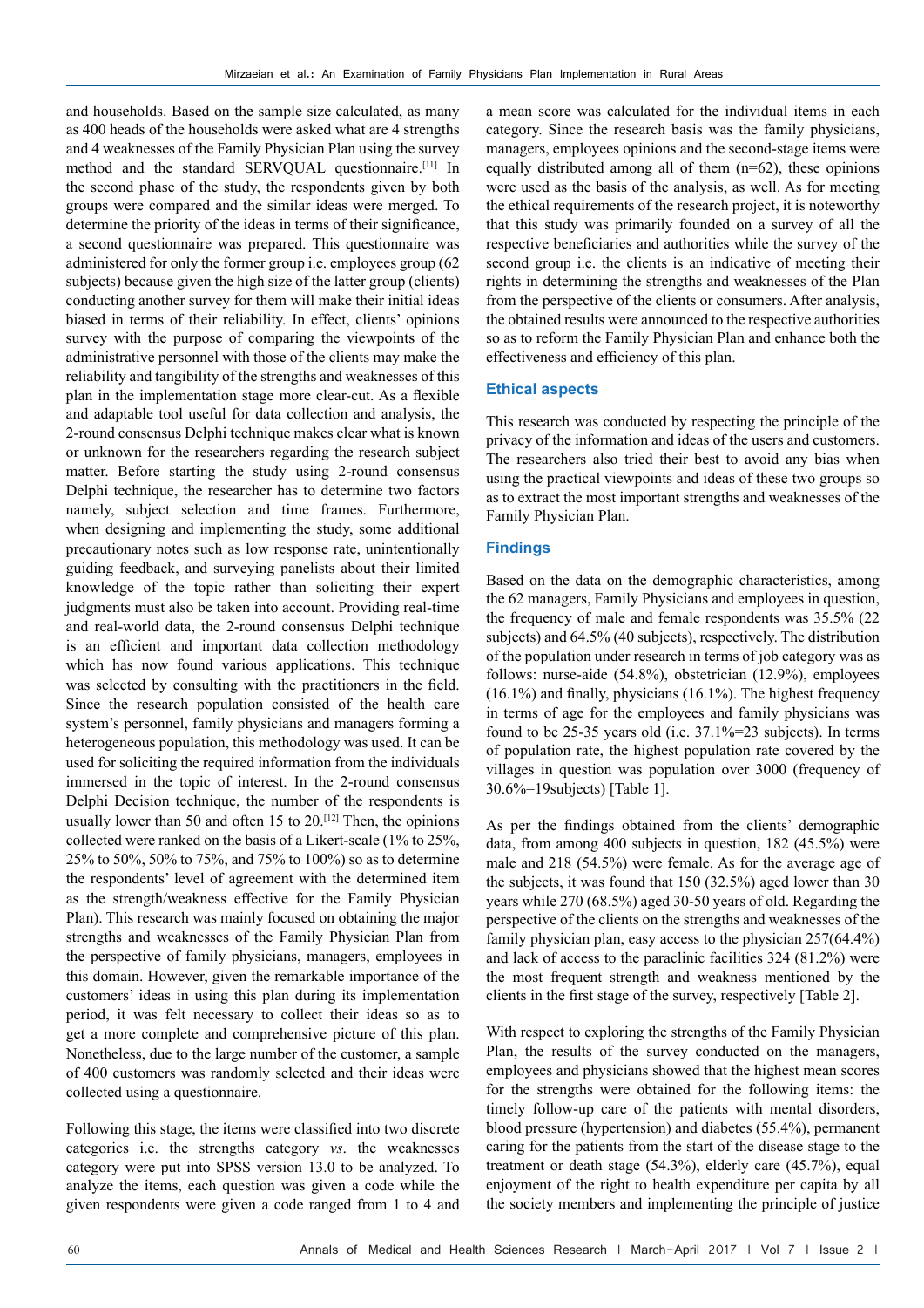and households. Based on the sample size calculated, as many as 400 heads of the households were asked what are 4 strengths and 4 weaknesses of the Family Physician Plan using the survey method and the standard SERVQUAL questionnaire.[11] In the second phase of the study, the respondents given by both groups were compared and the similar ideas were merged. To determine the priority of the ideas in terms of their significance, a second questionnaire was prepared. This questionnaire was administered for only the former group i.e. employees group (62 subjects) because given the high size of the latter group (clients) conducting another survey for them will make their initial ideas biased in terms of their reliability. In effect, clients' opinions survey with the purpose of comparing the viewpoints of the administrative personnel with those of the clients may make the reliability and tangibility of the strengths and weaknesses of this plan in the implementation stage more clear-cut. As a flexible and adaptable tool useful for data collection and analysis, the 2-round consensus Delphi technique makes clear what is known or unknown for the researchers regarding the research subject matter. Before starting the study using 2-round consensus Delphi technique, the researcher has to determine two factors namely, subject selection and time frames. Furthermore, when designing and implementing the study, some additional precautionary notes such as low response rate, unintentionally guiding feedback, and surveying panelists about their limited knowledge of the topic rather than soliciting their expert judgments must also be taken into account. Providing real-time and real-world data, the 2-round consensus Delphi technique is an efficient and important data collection methodology which has now found various applications. This technique was selected by consulting with the practitioners in the field. Since the research population consisted of the health care system's personnel, family physicians and managers forming a heterogeneous population, this methodology was used. It can be used for soliciting the required information from the individuals immersed in the topic of interest. In the 2-round consensus Delphi Decision technique, the number of the respondents is usually lower than 50 and often 15 to 20.[12] Then, the opinions collected were ranked on the basis of a Likert-scale (1% to 25%, 25% to 50%, 50% to 75%, and 75% to 100%) so as to determine the respondents' level of agreement with the determined item as the strength/weakness effective for the Family Physician Plan). This research was mainly focused on obtaining the major strengths and weaknesses of the Family Physician Plan from the perspective of family physicians, managers, employees in this domain. However, given the remarkable importance of the customers' ideas in using this plan during its implementation period, it was felt necessary to collect their ideas so as to get a more complete and comprehensive picture of this plan. Nonetheless, due to the large number of the customer, a sample of 400 customers was randomly selected and their ideas were collected using a questionnaire.

Following this stage, the items were classified into two discrete categories i.e. the strengths category *vs*. the weaknesses category were put into SPSS version 13.0 to be analyzed. To analyze the items, each question was given a code while the given respondents were given a code ranged from 1 to 4 and a mean score was calculated for the individual items in each category. Since the research basis was the family physicians, managers, employees opinions and the second-stage items were equally distributed among all of them (n=62), these opinions were used as the basis of the analysis, as well. As for meeting the ethical requirements of the research project, it is noteworthy that this study was primarily founded on a survey of all the respective beneficiaries and authorities while the survey of the second group i.e. the clients is an indicative of meeting their rights in determining the strengths and weaknesses of the Plan from the perspective of the clients or consumers. After analysis, the obtained results were announced to the respective authorities so as to reform the Family Physician Plan and enhance both the effectiveness and efficiency of this plan.

## Ethical aspects

This research was conducted by respecting the principle of the privacy of the information and ideas of the users and customers. The researchers also tried their best to avoid any bias when using the practical viewpoints and ideas of these two groups so as to extract the most important strengths and weaknesses of the Family Physician Plan.

## Findings

Based on the data on the demographic characteristics, among the 62 managers, Family Physicians and employees in question, the frequency of male and female respondents was 35.5% (22 subjects) and 64.5% (40 subjects), respectively. The distribution of the population under research in terms of job category was as follows: nurse-aide (54.8%), obstetrician (12.9%), employees (16.1%) and finally, physicians (16.1%). The highest frequency in terms of age for the employees and family physicians was found to be 25-35 years old (i.e. 37.1%=23 subjects). In terms of population rate, the highest population rate covered by the villages in question was population over 3000 (frequency of 30.6%=19subjects) [Table 1].

As per the findings obtained from the clients' demographic data, from among 400 subjects in question, 182 (45.5%) were male and 218 (54.5%) were female. As for the average age of the subjects, it was found that 150 (32.5%) aged lower than 30 years while 270 (68.5%) aged 30-50 years of old. Regarding the perspective of the clients on the strengths and weaknesses of the family physician plan, easy access to the physician 257(64.4%) and lack of access to the paraclinic facilities 324 (81.2%) were the most frequent strength and weakness mentioned by the clients in the first stage of the survey, respectively [Table 2].

With respect to exploring the strengths of the Family Physician Plan, the results of the survey conducted on the managers, employees and physicians showed that the highest mean scores for the strengths were obtained for the following items: the timely follow-up care of the patients with mental disorders, blood pressure (hypertension) and diabetes (55.4%), permanent caring for the patients from the start of the disease stage to the treatment or death stage (54.3%), elderly care (45.7%), equal enjoyment of the right to health expenditure per capita by all the society members and implementing the principle of justice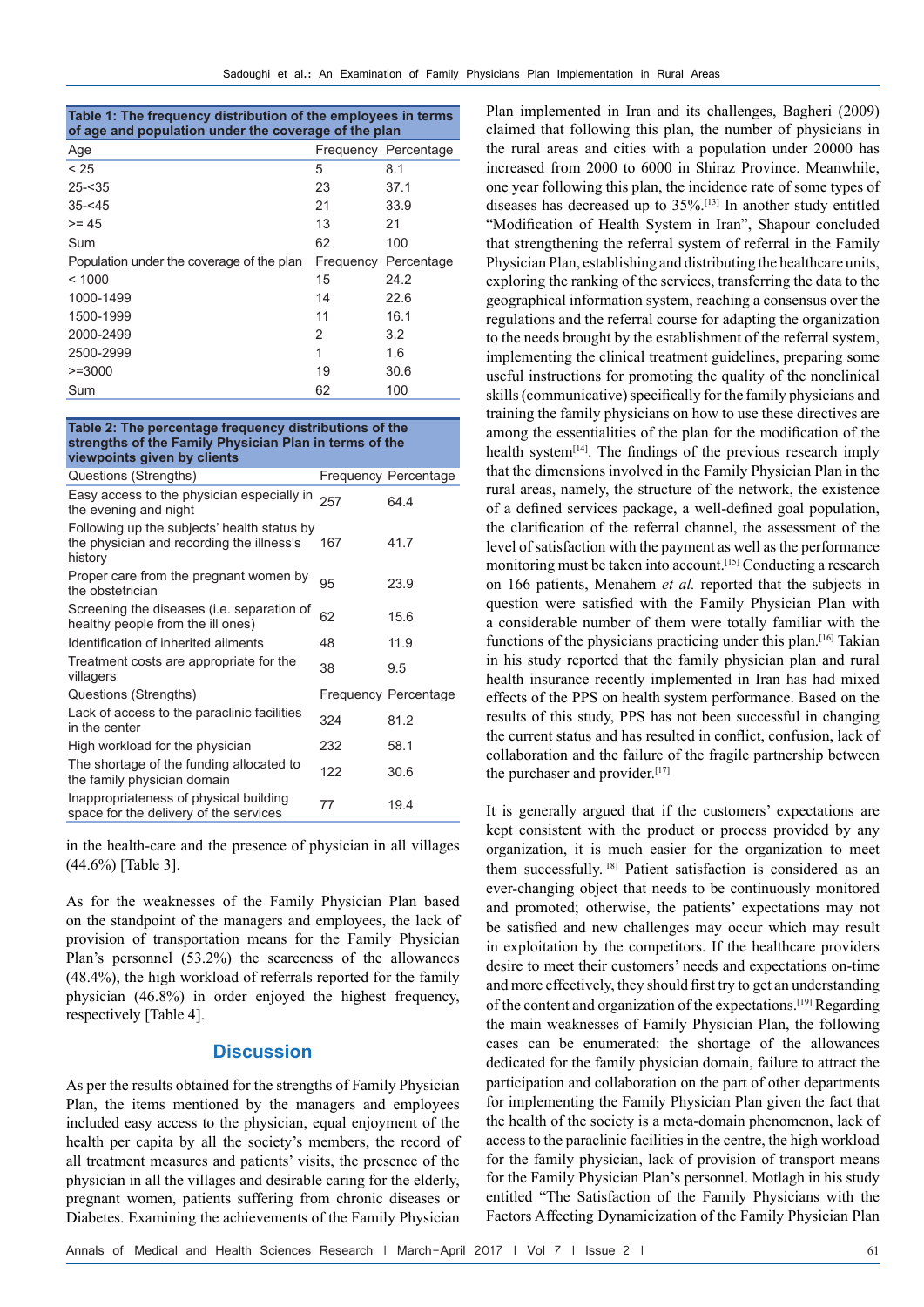**Table 1: The frequency distribution of the employees in terms of age and population under the coverage of the plan**

| Age | Frequency | Percentage |
|---|---|---|
| < 25 | 5 | 8.1 |
| 25-<35 | 23 | 37.1 |
| 35-<45 | 21 | 33.9 |
| >= 45 | 13 | 21 |
| Sum | 62 | 100 |
| Population under the coverage of the plan | Frequency | Percentage |
| < 1000 | 15 | 24.2 |
| 1000-1499 | 14 | 22.6 |
| 1500-1999 | 11 | 16.1 |
| 2000-2499 | 2 | 3.2 |
| 2500-2999 | 1 | 1.6 |
| >=3000 | 19 | 30.6 |
| Sum | 62 | 100 |

**Table 2: The percentage frequency distributions of the strengths of the Family Physician Plan in terms of the viewpoints given by clients**

| Questions (Strengths) | Frequency | Percentage |
|---|---|---|
| Easy access to the physician especially in the evening and night | 257 | 64.4 |
| Following up the subjects' health status by the physician and recording the illness's history | 167 | 41.7 |
| Proper care from the pregnant women by the obstetrician | 95 | 23.9 |
| Screening the diseases (i.e. separation of healthy people from the ill ones) | 62 | 15.6 |
| Identification of inherited ailments | 48 | 11.9 |
| Treatment costs are appropriate for the villagers | 38 | 9.5 |
| Questions (Strengths) | Frequency | Percentage |
| Lack of access to the paraclinic facilities in the center | 324 | 81.2 |
| High workload for the physician | 232 | 58.1 |
| The shortage of the funding allocated to the family physician domain | 122 | 30.6 |
| Inappropriateness of physical building space for the delivery of the services | 77 | 19.4 |

in the health-care and the presence of physician in all villages (44.6%) [Table 3].

As for the weaknesses of the Family Physician Plan based on the standpoint of the managers and employees, the lack of provision of transportation means for the Family Physician Plan's personnel (53.2%) the scarceness of the allowances (48.4%), the high workload of referrals reported for the family physician (46.8%) in order enjoyed the highest frequency, respectively [Table 4].

## Discussion

As per the results obtained for the strengths of Family Physician Plan, the items mentioned by the managers and employees included easy access to the physician, equal enjoyment of the health per capita by all the society's members, the record of all treatment measures and patients' visits, the presence of the physician in all the villages and desirable caring for the elderly, pregnant women, patients suffering from chronic diseases or Diabetes. Examining the achievements of the Family Physician Plan implemented in Iran and its challenges, Bagheri (2009) claimed that following this plan, the number of physicians in the rural areas and cities with a population under 20000 has increased from 2000 to 6000 in Shiraz Province. Meanwhile, one year following this plan, the incidence rate of some types of diseases has decreased up to 35%.[13] In another study entitled "Modification of Health System in Iran", Shapour concluded that strengthening the referral system of referral in the Family Physician Plan, establishing and distributing the healthcare units, exploring the ranking of the services, transferring the data to the geographical information system, reaching a consensus over the regulations and the referral course for adapting the organization to the needs brought by the establishment of the referral system, implementing the clinical treatment guidelines, preparing some useful instructions for promoting the quality of the nonclinical skills (communicative) specifically for the family physicians and training the family physicians on how to use these directives are among the essentialities of the plan for the modification of the health system[14]. The findings of the previous research imply that the dimensions involved in the Family Physician Plan in the rural areas, namely, the structure of the network, the existence of a defined services package, a well-defined goal population, the clarification of the referral channel, the assessment of the level of satisfaction with the payment as well as the performance monitoring must be taken into account.[15] Conducting a research on 166 patients, Menahem *et al.* reported that the subjects in question were satisfied with the Family Physician Plan with a considerable number of them were totally familiar with the functions of the physicians practicing under this plan.[16] Takian in his study reported that the family physician plan and rural health insurance recently implemented in Iran has had mixed effects of the PPS on health system performance. Based on the results of this study, PPS has not been successful in changing the current status and has resulted in conflict, confusion, lack of collaboration and the failure of the fragile partnership between the purchaser and provider.[17]

It is generally argued that if the customers' expectations are kept consistent with the product or process provided by any organization, it is much easier for the organization to meet them successfully.[18] Patient satisfaction is considered as an ever-changing object that needs to be continuously monitored and promoted; otherwise, the patients' expectations may not be satisfied and new challenges may occur which may result in exploitation by the competitors. If the healthcare providers desire to meet their customers' needs and expectations on-time and more effectively, they should first try to get an understanding of the content and organization of the expectations.[19] Regarding the main weaknesses of Family Physician Plan, the following cases can be enumerated: the shortage of the allowances dedicated for the family physician domain, failure to attract the participation and collaboration on the part of other departments for implementing the Family Physician Plan given the fact that the health of the society is a meta-domain phenomenon, lack of access to the paraclinic facilities in the centre, the high workload for the family physician, lack of provision of transport means for the Family Physician Plan's personnel. Motlagh in his study entitled "The Satisfaction of the Family Physicians with the Factors Affecting Dynamicization of the Family Physician Plan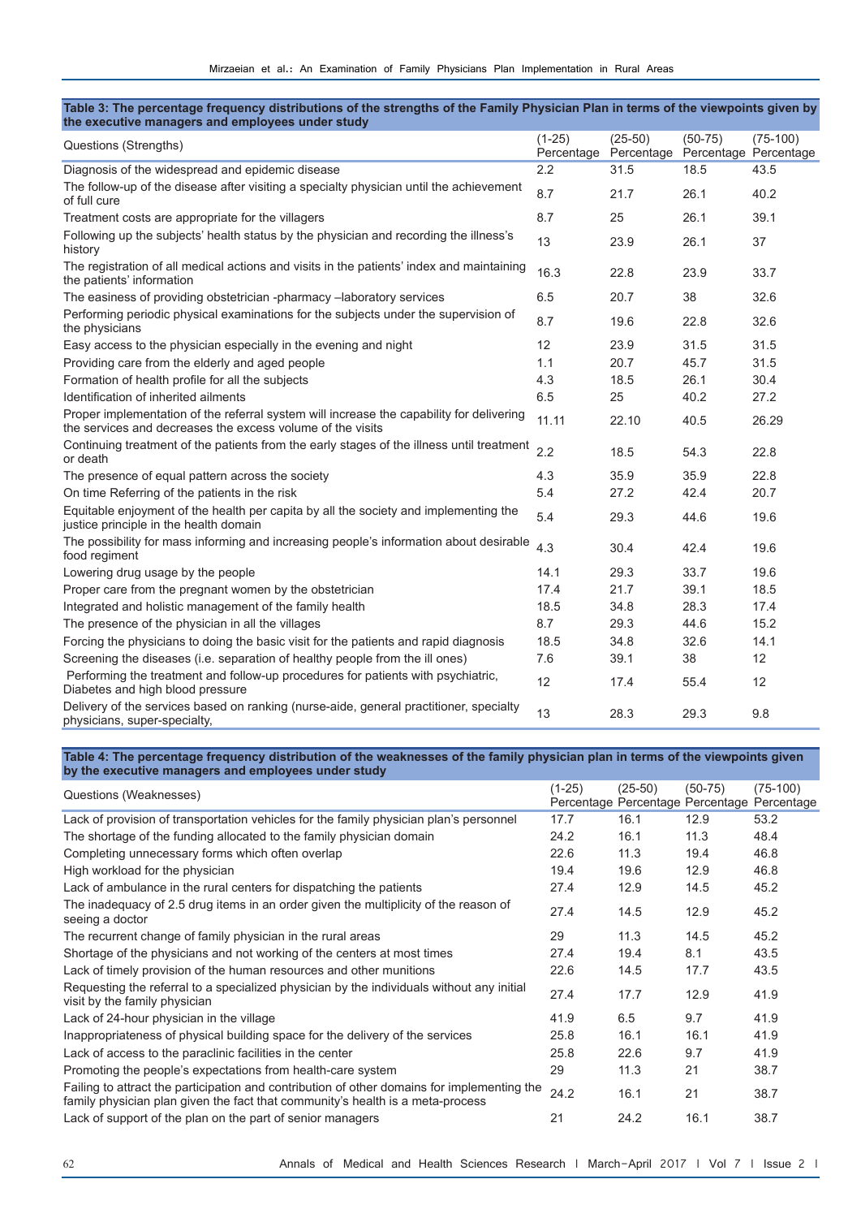**Table 3: The percentage frequency distributions of the strengths of the Family Physician Plan in terms of the viewpoints given by the executive managers and employees under study**

| Questions (Strengths) | (1-25) Percentage | (25-50) Percentage | (50-75) Percentage | (75-100) Percentage |
|---|---|---|---|---|
| Diagnosis of the widespread and epidemic disease | 2.2 | 31.5 | 18.5 | 43.5 |
| The follow-up of the disease after visiting a specialty physician until the achievement of full cure | 8.7 | 21.7 | 26.1 | 40.2 |
| Treatment costs are appropriate for the villagers | 8.7 | 25 | 26.1 | 39.1 |
| Following up the subjects' health status by the physician and recording the illness's history | 13 | 23.9 | 26.1 | 37 |
| The registration of all medical actions and visits in the patients' index and maintaining the patients' information | 16.3 | 22.8 | 23.9 | 33.7 |
| The easiness of providing obstetrician -pharmacy –laboratory services | 6.5 | 20.7 | 38 | 32.6 |
| Performing periodic physical examinations for the subjects under the supervision of the physicians | 8.7 | 19.6 | 22.8 | 32.6 |
| Easy access to the physician especially in the evening and night | 12 | 23.9 | 31.5 | 31.5 |
| Providing care from the elderly and aged people | 1.1 | 20.7 | 45.7 | 31.5 |
| Formation of health profile for all the subjects | 4.3 | 18.5 | 26.1 | 30.4 |
| Identification of inherited ailments | 6.5 | 25 | 40.2 | 27.2 |
| Proper implementation of the referral system will increase the capability for delivering the services and decreases the excess volume of the visits | 11.11 | 22.10 | 40.5 | 26.29 |
| Continuing treatment of the patients from the early stages of the illness until treatment or death | 2.2 | 18.5 | 54.3 | 22.8 |
| The presence of equal pattern across the society | 4.3 | 35.9 | 35.9 | 22.8 |
| On time Referring of the patients in the risk | 5.4 | 27.2 | 42.4 | 20.7 |
| Equitable enjoyment of the health per capita by all the society and implementing the justice principle in the health domain | 5.4 | 29.3 | 44.6 | 19.6 |
| The possibility for mass informing and increasing people's information about desirable food regiment | 4.3 | 30.4 | 42.4 | 19.6 |
| Lowering drug usage by the people | 14.1 | 29.3 | 33.7 | 19.6 |
| Proper care from the pregnant women by the obstetrician | 17.4 | 21.7 | 39.1 | 18.5 |
| Integrated and holistic management of the family health | 18.5 | 34.8 | 28.3 | 17.4 |
| The presence of the physician in all the villages | 8.7 | 29.3 | 44.6 | 15.2 |
| Forcing the physicians to doing the basic visit for the patients and rapid diagnosis | 18.5 | 34.8 | 32.6 | 14.1 |
| Screening the diseases (i.e. separation of healthy people from the ill ones) | 7.6 | 39.1 | 38 | 12 |
| Performing the treatment and follow-up procedures for patients with psychiatric, Diabetes and high blood pressure | 12 | 17.4 | 55.4 | 12 |
| Delivery of the services based on ranking (nurse-aide, general practitioner, specialty physicians, super-specialty, | 13 | 28.3 | 29.3 | 9.8 |

**Table 4: The percentage frequency distribution of the weaknesses of the family physician plan in terms of the viewpoints given by the executive managers and employees under study**

| Questions (Weaknesses) | (1-25) Percentage | (25-50) Percentage | (50-75) Percentage | (75-100) Percentage |
|---|---|---|---|---|
| Lack of provision of transportation vehicles for the family physician plan's personnel | 17.7 | 16.1 | 12.9 | 53.2 |
| The shortage of the funding allocated to the family physician domain | 24.2 | 16.1 | 11.3 | 48.4 |
| Completing unnecessary forms which often overlap | 22.6 | 11.3 | 19.4 | 46.8 |
| High workload for the physician | 19.4 | 19.6 | 12.9 | 46.8 |
| Lack of ambulance in the rural centers for dispatching the patients | 27.4 | 12.9 | 14.5 | 45.2 |
| The inadequacy of 2.5 drug items in an order given the multiplicity of the reason of seeing a doctor | 27.4 | 14.5 | 12.9 | 45.2 |
| The recurrent change of family physician in the rural areas | 29 | 11.3 | 14.5 | 45.2 |
| Shortage of the physicians and not working of the centers at most times | 27.4 | 19.4 | 8.1 | 43.5 |
| Lack of timely provision of the human resources and other munitions | 22.6 | 14.5 | 17.7 | 43.5 |
| Requesting the referral to a specialized physician by the individuals without any initial visit by the family physician | 27.4 | 17.7 | 12.9 | 41.9 |
| Lack of 24-hour physician in the village | 41.9 | 6.5 | 9.7 | 41.9 |
| Inappropriateness of physical building space for the delivery of the services | 25.8 | 16.1 | 16.1 | 41.9 |
| Lack of access to the paraclinic facilities in the center | 25.8 | 22.6 | 9.7 | 41.9 |
| Promoting the people's expectations from health-care system | 29 | 11.3 | 21 | 38.7 |
| Failing to attract the participation and contribution of other domains for implementing the family physician plan given the fact that community's health is a meta-process | 24.2 | 16.1 | 21 | 38.7 |
| Lack of support of the plan on the part of senior managers | 21 | 24.2 | 16.1 | 38.7 |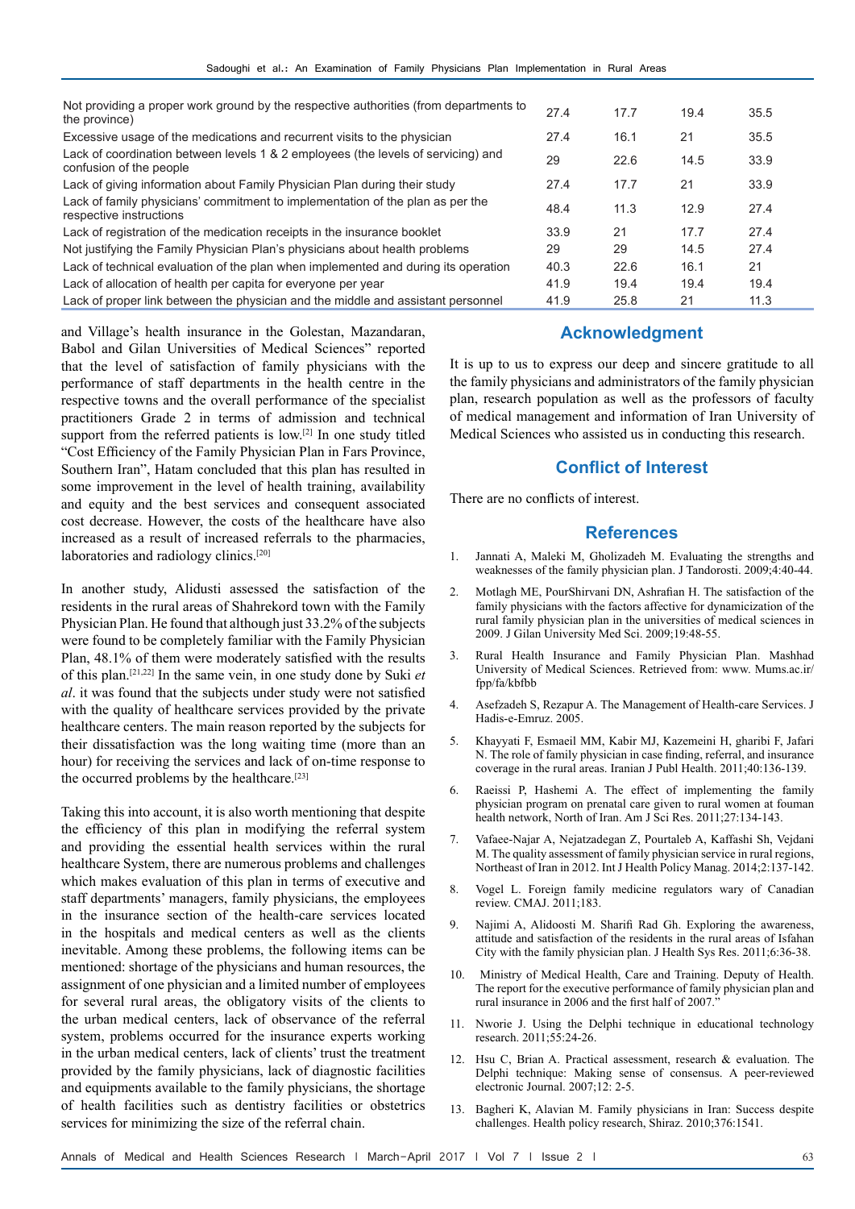| | | | | |
|---|---|---|---|---|
| Not providing a proper work ground by the respective authorities (from departments to the province) | 27.4 | 17.7 | 19.4 | 35.5 |
| Excessive usage of the medications and recurrent visits to the physician | 27.4 | 16.1 | 21 | 35.5 |
| Lack of coordination between levels 1 & 2 employees (the levels of servicing) and confusion of the people | 29 | 22.6 | 14.5 | 33.9 |
| Lack of giving information about Family Physician Plan during their study | 27.4 | 17.7 | 21 | 33.9 |
| Lack of family physicians' commitment to implementation of the plan as per the respective instructions | 48.4 | 11.3 | 12.9 | 27.4 |
| Lack of registration of the medication receipts in the insurance booklet | 33.9 | 21 | 17.7 | 27.4 |
| Not justifying the Family Physician Plan's physicians about health problems | 29 | 29 | 14.5 | 27.4 |
| Lack of technical evaluation of the plan when implemented and during its operation | 40.3 | 22.6 | 16.1 | 21 |
| Lack of allocation of health per capita for everyone per year | 41.9 | 19.4 | 19.4 | 19.4 |
| Lack of proper link between the physician and the middle and assistant personnel | 41.9 | 25.8 | 21 | 11.3 |

and Village's health insurance in the Golestan, Mazandaran, Babol and Gilan Universities of Medical Sciences" reported that the level of satisfaction of family physicians with the performance of staff departments in the health centre in the respective towns and the overall performance of the specialist practitioners Grade 2 in terms of admission and technical support from the referred patients is low.[2] In one study titled "Cost Efficiency of the Family Physician Plan in Fars Province, Southern Iran", Hatam concluded that this plan has resulted in some improvement in the level of health training, availability and equity and the best services and consequent associated cost decrease. However, the costs of the healthcare have also increased as a result of increased referrals to the pharmacies, laboratories and radiology clinics.[20]

In another study, Alidusti assessed the satisfaction of the residents in the rural areas of Shahrekord town with the Family Physician Plan. He found that although just 33.2% of the subjects were found to be completely familiar with the Family Physician Plan, 48.1% of them were moderately satisfied with the results of this plan.[21,22] In the same vein, in one study done by Suki *et al*. it was found that the subjects under study were not satisfied with the quality of healthcare services provided by the private healthcare centers. The main reason reported by the subjects for their dissatisfaction was the long waiting time (more than an hour) for receiving the services and lack of on-time response to the occurred problems by the healthcare.[23]

Taking this into account, it is also worth mentioning that despite the efficiency of this plan in modifying the referral system and providing the essential health services within the rural healthcare System, there are numerous problems and challenges which makes evaluation of this plan in terms of executive and staff departments' managers, family physicians, the employees in the insurance section of the health-care services located in the hospitals and medical centers as well as the clients inevitable. Among these problems, the following items can be mentioned: shortage of the physicians and human resources, the assignment of one physician and a limited number of employees for several rural areas, the obligatory visits of the clients to the urban medical centers, lack of observance of the referral system, problems occurred for the insurance experts working in the urban medical centers, lack of clients' trust the treatment provided by the family physicians, lack of diagnostic facilities and equipments available to the family physicians, the shortage of health facilities such as dentistry facilities or obstetrics services for minimizing the size of the referral chain.

## Acknowledgment

It is up to us to express our deep and sincere gratitude to all the family physicians and administrators of the family physician plan, research population as well as the professors of faculty of medical management and information of Iran University of Medical Sciences who assisted us in conducting this research.

## Conflict of Interest

There are no conflicts of interest.

## References

1. Jannati A, Maleki M, Gholizadeh M. Evaluating the strengths and weaknesses of the family physician plan. J Tandorosti. 2009;4:40-44.
2. Motlagh ME, PourShirvani DN, Ashrafian H. The satisfaction of the family physicians with the factors affective for dynamicization of the rural family physician plan in the universities of medical sciences in 2009. J Gilan University Med Sci. 2009;19:48-55.
3. Rural Health Insurance and Family Physician Plan. Mashhad University of Medical Sciences. Retrieved from: www. Mums.ac.ir/fpp/fa/kbfbb
4. Asefzadeh S, Rezapur A. The Management of Health-care Services. J Hadis-e-Emruz. 2005.
5. Khayyati F, Esmaeil MM, Kabir MJ, Kazemeini H, gharibi F, Jafari N. The role of family physician in case finding, referral, and insurance coverage in the rural areas. Iranian J Publ Health. 2011;40:136-139.
6. Raeissi P, Hashemi A. The effect of implementing the family physician program on prenatal care given to rural women at fouman health network, North of Iran. Am J Sci Res. 2011;27:134-143.
7. Vafaee-Najar A, Nejatzadegan Z, Pourtaleb A, Kaffashi Sh, Vejdani M. The quality assessment of family physician service in rural regions, Northeast of Iran in 2012. Int J Health Policy Manag. 2014;2:137-142.
8. Vogel L. Foreign family medicine regulators wary of Canadian review. CMAJ. 2011;183.
9. Najimi A, Alidoosti M. Sharifi Rad Gh. Exploring the awareness, attitude and satisfaction of the residents in the rural areas of Isfahan City with the family physician plan. J Health Sys Res. 2011;6:36-38.
10. Ministry of Medical Health, Care and Training. Deputy of Health. The report for the executive performance of family physician plan and rural insurance in 2006 and the first half of 2007."
11. Nworie J. Using the Delphi technique in educational technology research. 2011;55:24-26.
12. Hsu C, Brian A. Practical assessment, research & evaluation. The Delphi technique: Making sense of consensus. A peer-reviewed electronic Journal. 2007;12: 2-5.
13. Bagheri K, Alavian M. Family physicians in Iran: Success despite challenges. Health policy research, Shiraz. 2010;376:1541.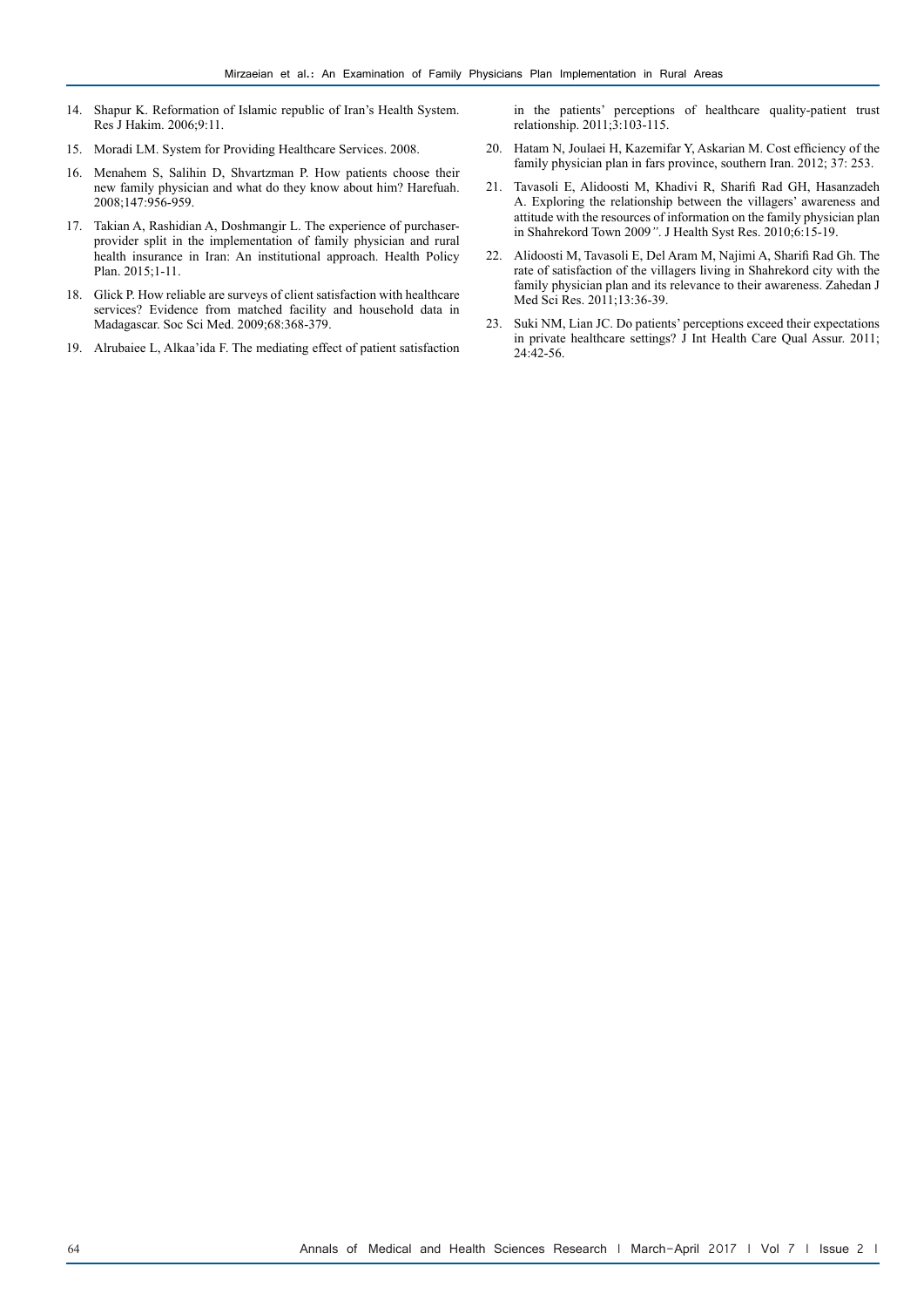14. Shapur K. Reformation of Islamic republic of Iran's Health System. Res J Hakim. 2006;9:11.
15. Moradi LM. System for Providing Healthcare Services. 2008.
16. Menahem S, Salihin D, Shvartzman P. How patients choose their new family physician and what do they know about him? Harefuah. 2008;147:956-959.
17. Takian A, Rashidian A, Doshmangir L. The experience of purchaser-provider split in the implementation of family physician and rural health insurance in Iran: An institutional approach. Health Policy Plan. 2015;1-11.
18. Glick P. How reliable are surveys of client satisfaction with healthcare services? Evidence from matched facility and household data in Madagascar. Soc Sci Med. 2009;68:368-379.
19. Alrubaiee L, Alkaa'ida F. The mediating effect of patient satisfaction in the patients' perceptions of healthcare quality-patient trust relationship. 2011;3:103-115.
20. Hatam N, Joulaei H, Kazemifar Y, Askarian M. Cost efficiency of the family physician plan in fars province, southern Iran. 2012; 37: 253.
21. Tavasoli E, Alidoosti M, Khadivi R, Sharifi Rad GH, Hasanzadeh A. Exploring the relationship between the villagers' awareness and attitude with the resources of information on the family physician plan in Shahrekord Town 2009". J Health Syst Res. 2010;6:15-19.
22. Alidoosti M, Tavasoli E, Del Aram M, Najimi A, Sharifi Rad Gh. The rate of satisfaction of the villagers living in Shahrekord city with the family physician plan and its relevance to their awareness. Zahedan J Med Sci Res. 2011;13:36-39.
23. Suki NM, Lian JC. Do patients' perceptions exceed their expectations in private healthcare settings? J Int Health Care Qual Assur. 2011; 24:42-56.